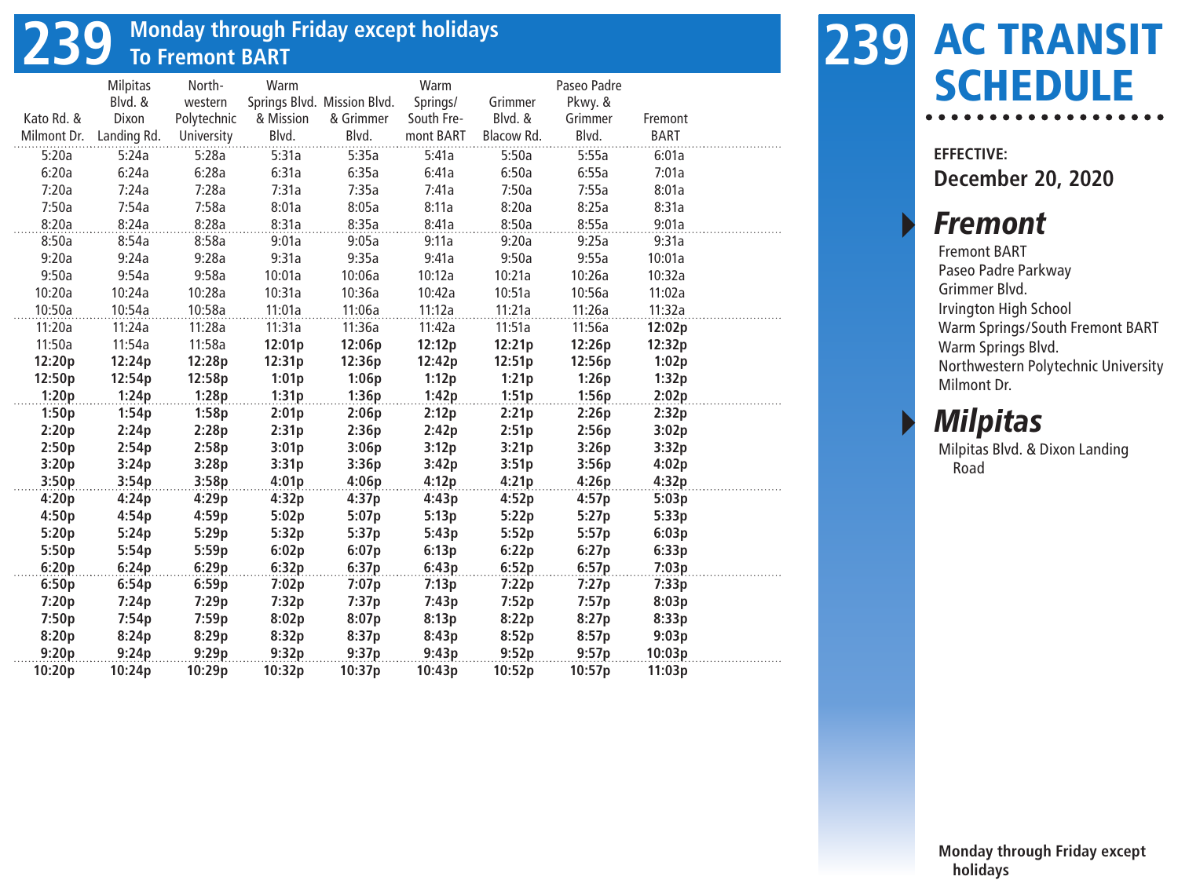# 239 Monday through Friday except holidays
## To Fremont BART

| Kato Rd. & Milmont Dr. | Milpitas Blvd. & Dixon Landing Rd. | North-western Polytechnic University | Warm Springs Blvd. & Mission Blvd. | Mission Blvd. & Grimmer Blvd. | Warm Springs/ South Fremont BART | Grimmer Blvd. & Blacow Rd. | Paseo Padre Pkwy. & Grimmer Blvd. | Fremont BART |
|---|---|---|---|---|---|---|---|---|
| 5:20a | 5:24a | 5:28a | 5:31a | 5:35a | 5:41a | 5:50a | 5:55a | 6:01a |
| 6:20a | 6:24a | 6:28a | 6:31a | 6:35a | 6:41a | 6:50a | 6:55a | 7:01a |
| 7:20a | 7:24a | 7:28a | 7:31a | 7:35a | 7:41a | 7:50a | 7:55a | 8:01a |
| 7:50a | 7:54a | 7:58a | 8:01a | 8:05a | 8:11a | 8:20a | 8:25a | 8:31a |
| 8:20a | 8:24a | 8:28a | 8:31a | 8:35a | 8:41a | 8:50a | 8:55a | 9:01a |
| 8:50a | 8:54a | 8:58a | 9:01a | 9:05a | 9:11a | 9:20a | 9:25a | 9:31a |
| 9:20a | 9:24a | 9:28a | 9:31a | 9:35a | 9:41a | 9:50a | 9:55a | 10:01a |
| 9:50a | 9:54a | 9:58a | 10:01a | 10:06a | 10:12a | 10:21a | 10:26a | 10:32a |
| 10:20a | 10:24a | 10:28a | 10:31a | 10:36a | 10:42a | 10:51a | 10:56a | 11:02a |
| 10:50a | 10:54a | 10:58a | 11:01a | 11:06a | 11:12a | 11:21a | 11:26a | 11:32a |
| 11:20a | 11:24a | 11:28a | 11:31a | 11:36a | 11:42a | 11:51a | 11:56a | **12:02p** |
| 11:50a | 11:54a | 11:58a | **12:01p** | **12:06p** | **12:12p** | **12:21p** | **12:26p** | **12:32p** |
| **12:20p** | **12:24p** | **12:28p** | **12:31p** | **12:36p** | **12:42p** | **12:51p** | **12:56p** | **1:02p** |
| **12:50p** | **12:54p** | **12:58p** | **1:01p** | **1:06p** | **1:12p** | **1:21p** | **1:26p** | **1:32p** |
| **1:20p** | **1:24p** | **1:28p** | **1:31p** | **1:36p** | **1:42p** | **1:51p** | **1:56p** | **2:02p** |
| **1:50p** | **1:54p** | **1:58p** | **2:01p** | **2:06p** | **2:12p** | **2:21p** | **2:26p** | **2:32p** |
| **2:20p** | **2:24p** | **2:28p** | **2:31p** | **2:36p** | **2:42p** | **2:51p** | **2:56p** | **3:02p** |
| **2:50p** | **2:54p** | **2:58p** | **3:01p** | **3:06p** | **3:12p** | **3:21p** | **3:26p** | **3:32p** |
| **3:20p** | **3:24p** | **3:28p** | **3:31p** | **3:36p** | **3:42p** | **3:51p** | **3:56p** | **4:02p** |
| **3:50p** | **3:54p** | **3:58p** | **4:01p** | **4:06p** | **4:12p** | **4:21p** | **4:26p** | **4:32p** |
| **4:20p** | **4:24p** | **4:29p** | **4:32p** | **4:37p** | **4:43p** | **4:52p** | **4:57p** | **5:03p** |
| **4:50p** | **4:54p** | **4:59p** | **5:02p** | **5:07p** | **5:13p** | **5:22p** | **5:27p** | **5:33p** |
| **5:20p** | **5:24p** | **5:29p** | **5:32p** | **5:37p** | **5:43p** | **5:52p** | **5:57p** | **6:03p** |
| **5:50p** | **5:54p** | **5:59p** | **6:02p** | **6:07p** | **6:13p** | **6:22p** | **6:27p** | **6:33p** |
| **6:20p** | **6:24p** | **6:29p** | **6:32p** | **6:37p** | **6:43p** | **6:52p** | **6:57p** | **7:03p** |
| **6:50p** | **6:54p** | **6:59p** | **7:02p** | **7:07p** | **7:13p** | **7:22p** | **7:27p** | **7:33p** |
| **7:20p** | **7:24p** | **7:29p** | **7:32p** | **7:37p** | **7:43p** | **7:52p** | **7:57p** | **8:03p** |
| **7:50p** | **7:54p** | **7:59p** | **8:02p** | **8:07p** | **8:13p** | **8:22p** | **8:27p** | **8:33p** |
| **8:20p** | **8:24p** | **8:29p** | **8:32p** | **8:37p** | **8:43p** | **8:52p** | **8:57p** | **9:03p** |
| **9:20p** | **9:24p** | **9:29p** | **9:32p** | **9:37p** | **9:43p** | **9:52p** | **9:57p** | **10:03p** |
| **10:20p** | **10:24p** | **10:29p** | **10:32p** | **10:37p** | **10:43p** | **10:52p** | **10:57p** | **11:03p** |

# 239 AC TRANSIT SCHEDULE

**EFFECTIVE:**
**December 20, 2020**

## *Fremont*

Fremont BART
Paseo Padre Parkway
Grimmer Blvd.
Irvington High School
Warm Springs/South Fremont BART
Warm Springs Blvd.
Northwestern Polytechnic University
Milmont Dr.

## *Milpitas*

Milpitas Blvd. & Dixon Landing Road

**Monday through Friday except holidays**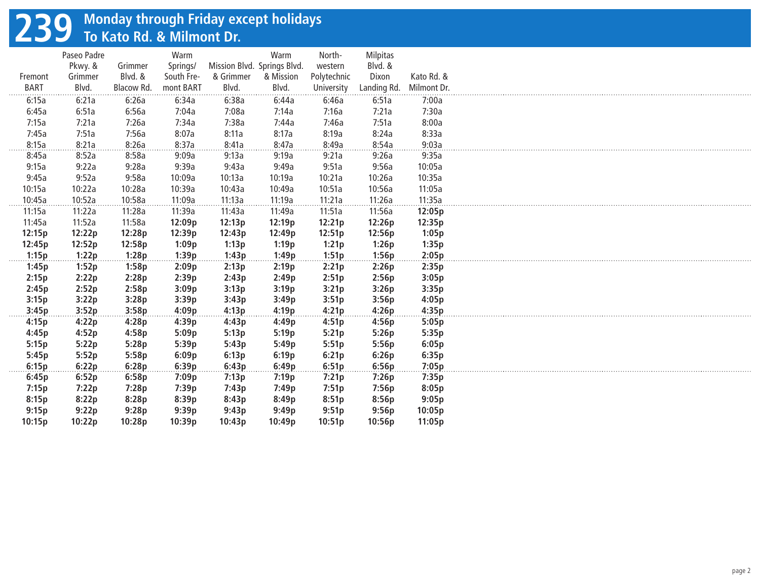# 239 Monday through Friday except holidays
## To Kato Rd. & Milmont Dr.

| Fremont BART | Paseo Padre Pkwy. & Grimmer Blvd. | Grimmer Blvd. & Blacow Rd. | Warm Springs/ South Fremont BART | Mission Blvd. & Grimmer Blvd. | Warm Springs Blvd. & Mission Blvd. | Northwestern Polytechnic University | Milpitas Blvd. & Dixon Landing Rd. | Kato Rd. & Milmont Dr. |
|---|---|---|---|---|---|---|---|---|
| 6:15a | 6:21a | 6:26a | 6:34a | 6:38a | 6:44a | 6:46a | 6:51a | 7:00a |
| 6:45a | 6:51a | 6:56a | 7:04a | 7:08a | 7:14a | 7:16a | 7:21a | 7:30a |
| 7:15a | 7:21a | 7:26a | 7:34a | 7:38a | 7:44a | 7:46a | 7:51a | 8:00a |
| 7:45a | 7:51a | 7:56a | 8:07a | 8:11a | 8:17a | 8:19a | 8:24a | 8:33a |
| 8:15a | 8:21a | 8:26a | 8:37a | 8:41a | 8:47a | 8:49a | 8:54a | 9:03a |
| 8:45a | 8:52a | 8:58a | 9:09a | 9:13a | 9:19a | 9:21a | 9:26a | 9:35a |
| 9:15a | 9:22a | 9:28a | 9:39a | 9:43a | 9:49a | 9:51a | 9:56a | 10:05a |
| 9:45a | 9:52a | 9:58a | 10:09a | 10:13a | 10:19a | 10:21a | 10:26a | 10:35a |
| 10:15a | 10:22a | 10:28a | 10:39a | 10:43a | 10:49a | 10:51a | 10:56a | 11:05a |
| 10:45a | 10:52a | 10:58a | 11:09a | 11:13a | 11:19a | 11:21a | 11:26a | 11:35a |
| 11:15a | 11:22a | 11:28a | 11:39a | 11:43a | 11:49a | 11:51a | 11:56a | **12:05p** |
| 11:45a | 11:52a | 11:58a | **12:09p** | **12:13p** | **12:19p** | **12:21p** | **12:26p** | **12:35p** |
| **12:15p** | **12:22p** | **12:28p** | **12:39p** | **12:43p** | **12:49p** | **12:51p** | **12:56p** | **1:05p** |
| **12:45p** | **12:52p** | **12:58p** | **1:09p** | **1:13p** | **1:19p** | **1:21p** | **1:26p** | **1:35p** |
| **1:15p** | **1:22p** | **1:28p** | **1:39p** | **1:43p** | **1:49p** | **1:51p** | **1:56p** | **2:05p** |
| **1:45p** | **1:52p** | **1:58p** | **2:09p** | **2:13p** | **2:19p** | **2:21p** | **2:26p** | **2:35p** |
| **2:15p** | **2:22p** | **2:28p** | **2:39p** | **2:43p** | **2:49p** | **2:51p** | **2:56p** | **3:05p** |
| **2:45p** | **2:52p** | **2:58p** | **3:09p** | **3:13p** | **3:19p** | **3:21p** | **3:26p** | **3:35p** |
| **3:15p** | **3:22p** | **3:28p** | **3:39p** | **3:43p** | **3:49p** | **3:51p** | **3:56p** | **4:05p** |
| **3:45p** | **3:52p** | **3:58p** | **4:09p** | **4:13p** | **4:19p** | **4:21p** | **4:26p** | **4:35p** |
| **4:15p** | **4:22p** | **4:28p** | **4:39p** | **4:43p** | **4:49p** | **4:51p** | **4:56p** | **5:05p** |
| **4:45p** | **4:52p** | **4:58p** | **5:09p** | **5:13p** | **5:19p** | **5:21p** | **5:26p** | **5:35p** |
| **5:15p** | **5:22p** | **5:28p** | **5:39p** | **5:43p** | **5:49p** | **5:51p** | **5:56p** | **6:05p** |
| **5:45p** | **5:52p** | **5:58p** | **6:09p** | **6:13p** | **6:19p** | **6:21p** | **6:26p** | **6:35p** |
| **6:15p** | **6:22p** | **6:28p** | **6:39p** | **6:43p** | **6:49p** | **6:51p** | **6:56p** | **7:05p** |
| **6:45p** | **6:52p** | **6:58p** | **7:09p** | **7:13p** | **7:19p** | **7:21p** | **7:26p** | **7:35p** |
| **7:15p** | **7:22p** | **7:28p** | **7:39p** | **7:43p** | **7:49p** | **7:51p** | **7:56p** | **8:05p** |
| **8:15p** | **8:22p** | **8:28p** | **8:39p** | **8:43p** | **8:49p** | **8:51p** | **8:56p** | **9:05p** |
| **9:15p** | **9:22p** | **9:28p** | **9:39p** | **9:43p** | **9:49p** | **9:51p** | **9:56p** | **10:05p** |
| **10:15p** | **10:22p** | **10:28p** | **10:39p** | **10:43p** | **10:49p** | **10:51p** | **10:56p** | **11:05p** |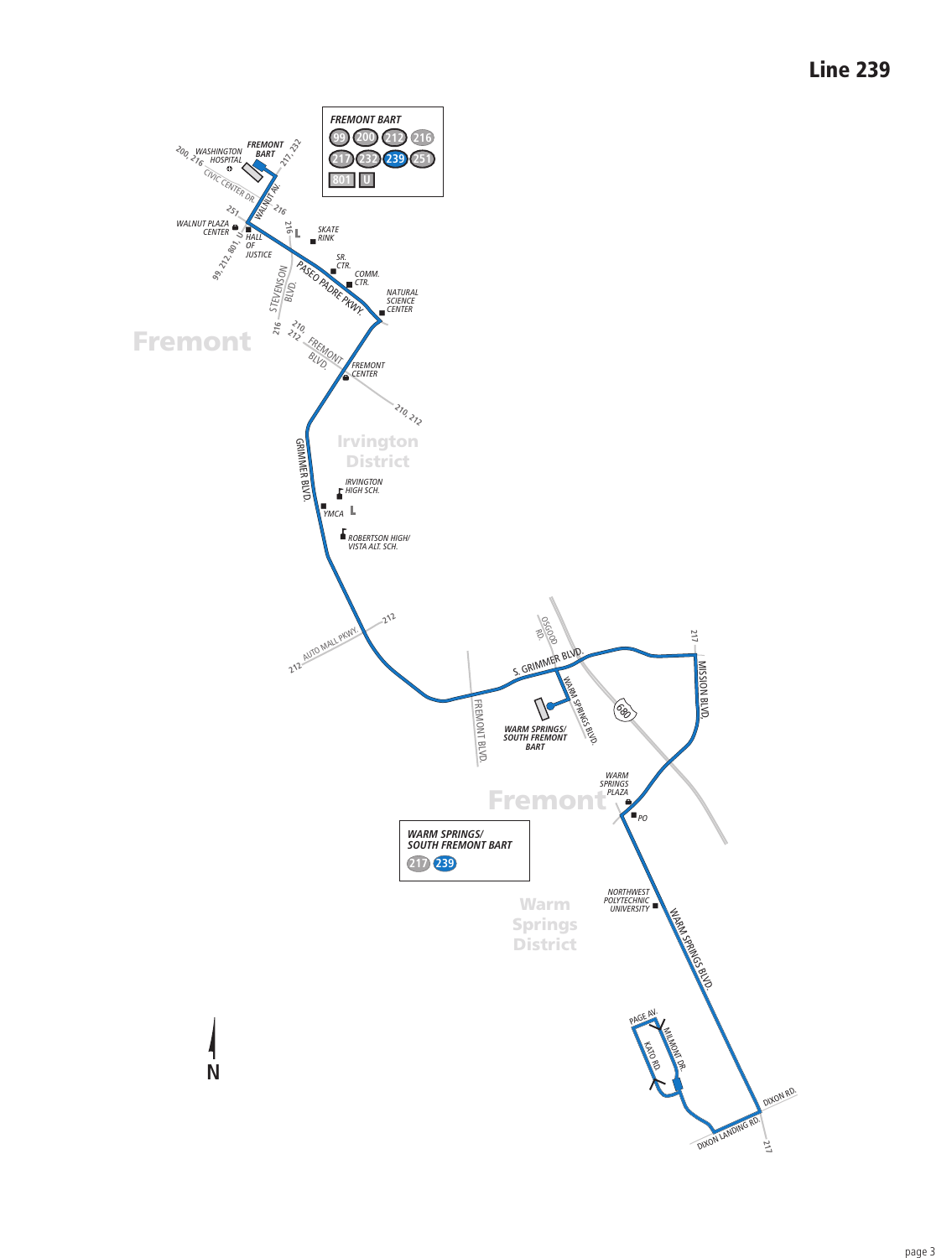# Line 239

FREMONT BART

99 200 212 216 217 232 239 251 801 U

WASHINGTON HOSPITAL

FREMONT BART

200, 216

217, 232

CIVIC CENTER DR.

WALNUT AV.

216

251

WALNUT PLAZA CENTER

HALL OF JUSTICE

99, 212, 801, U

216

SKATE RINK

SR. CTR.

COMM. CTR.

STEVENSON BLVD.

PASEO PADRE PKWY.

NATURAL SCIENCE CENTER

Fremont

216

210

212

FREMONT BLVD.

FREMONT CENTER

210, 212

Irvington District

GRIMMER BLVD.

IRVINGTON HIGH SCH.

YMCA

ROBERTSON HIGH/ VISTA ALT. SCH.

212

AUTO MALL PKWY.

212

OSGOOD RD.

217

S. GRIMMER BLVD.

MISSION BLVD.

WARM SPRINGS BLVD.

FREMONT BLVD.

680

WARM SPRINGS/ SOUTH FREMONT BART

WARM SPRINGS PLAZA

Fremont

PO

WARM SPRINGS/ SOUTH FREMONT BART

217 239

Warm Springs District

NORTHWEST POLYTECHNIC UNIVERSITY

WARM SPRINGS BLVD.

PAGE AV.

MILMONT DR.

KATO RD.

DIXON RD.

DIXON LANDING RD.

217

N